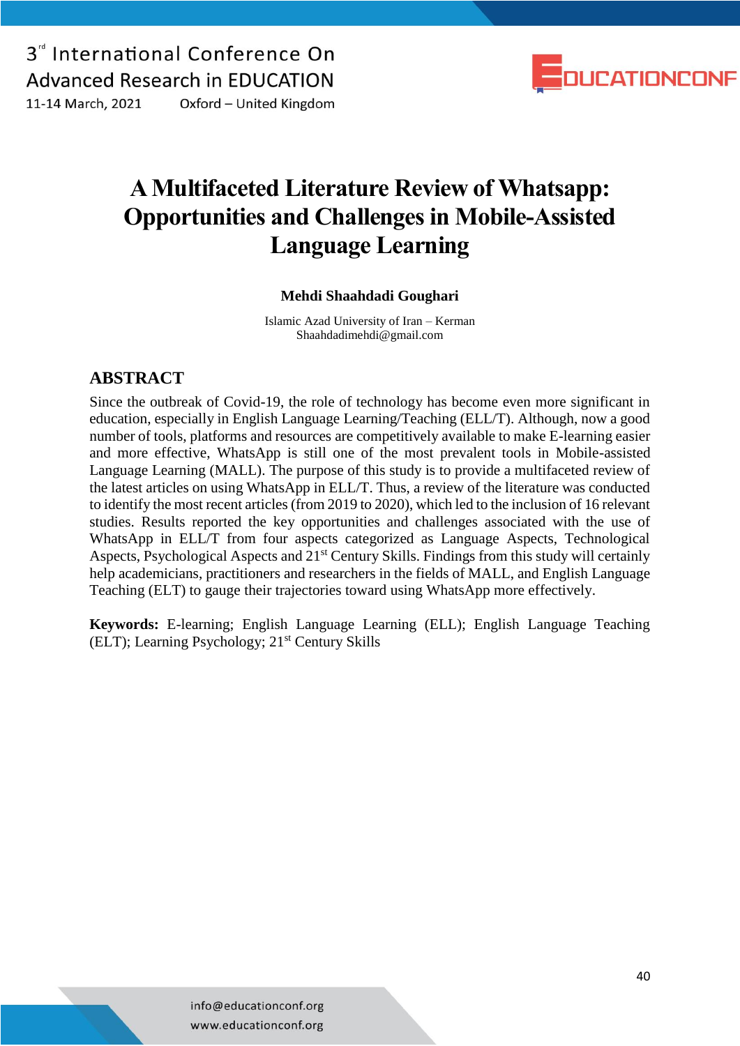# A Multifaceted Literature Review of Whatsapp: Opportunities and Challenges in Mobile-Assisted Language Learning

**Mehdi Shaahdadi Goughari**

Islamic Azad University of Iran – Kerman
Shaahdadimehdi@gmail.com

## ABSTRACT

Since the outbreak of Covid-19, the role of technology has become even more significant in education, especially in English Language Learning/Teaching (ELL/T). Although, now a good number of tools, platforms and resources are competitively available to make E-learning easier and more effective, WhatsApp is still one of the most prevalent tools in Mobile-assisted Language Learning (MALL). The purpose of this study is to provide a multifaceted review of the latest articles on using WhatsApp in ELL/T. Thus, a review of the literature was conducted to identify the most recent articles (from 2019 to 2020), which led to the inclusion of 16 relevant studies. Results reported the key opportunities and challenges associated with the use of WhatsApp in ELL/T from four aspects categorized as Language Aspects, Technological Aspects, Psychological Aspects and 21st Century Skills. Findings from this study will certainly help academicians, practitioners and researchers in the fields of MALL, and English Language Teaching (ELT) to gauge their trajectories toward using WhatsApp more effectively.

**Keywords:** E-learning; English Language Learning (ELL); English Language Teaching (ELT); Learning Psychology; 21st Century Skills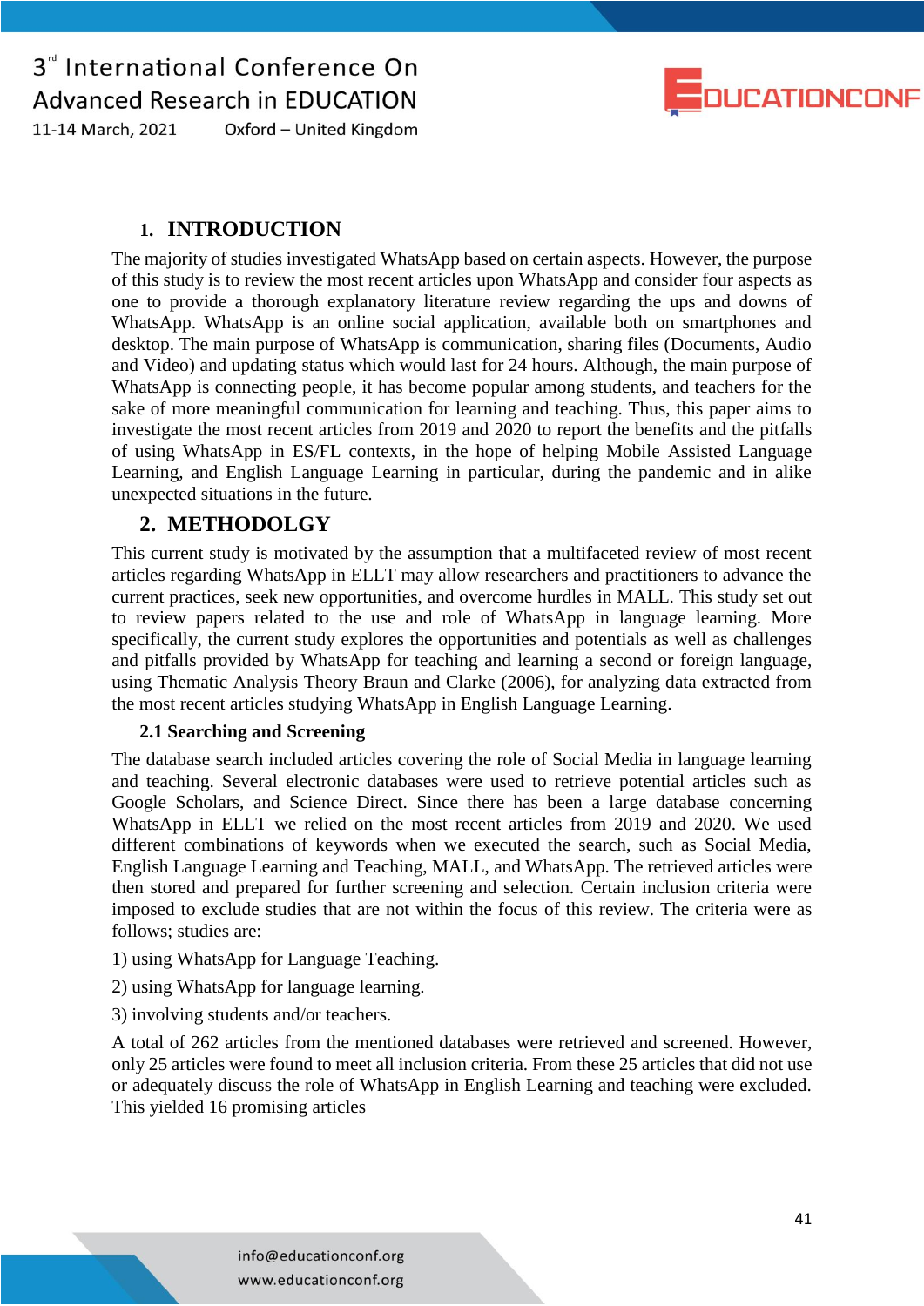## 1. INTRODUCTION

The majority of studies investigated WhatsApp based on certain aspects. However, the purpose of this study is to review the most recent articles upon WhatsApp and consider four aspects as one to provide a thorough explanatory literature review regarding the ups and downs of WhatsApp. WhatsApp is an online social application, available both on smartphones and desktop. The main purpose of WhatsApp is communication, sharing files (Documents, Audio and Video) and updating status which would last for 24 hours. Although, the main purpose of WhatsApp is connecting people, it has become popular among students, and teachers for the sake of more meaningful communication for learning and teaching. Thus, this paper aims to investigate the most recent articles from 2019 and 2020 to report the benefits and the pitfalls of using WhatsApp in ES/FL contexts, in the hope of helping Mobile Assisted Language Learning, and English Language Learning in particular, during the pandemic and in alike unexpected situations in the future.

## 2. METHODOLGY

This current study is motivated by the assumption that a multifaceted review of most recent articles regarding WhatsApp in ELLT may allow researchers and practitioners to advance the current practices, seek new opportunities, and overcome hurdles in MALL. This study set out to review papers related to the use and role of WhatsApp in language learning. More specifically, the current study explores the opportunities and potentials as well as challenges and pitfalls provided by WhatsApp for teaching and learning a second or foreign language, using Thematic Analysis Theory Braun and Clarke (2006), for analyzing data extracted from the most recent articles studying WhatsApp in English Language Learning.

### 2.1 Searching and Screening

The database search included articles covering the role of Social Media in language learning and teaching. Several electronic databases were used to retrieve potential articles such as Google Scholars, and Science Direct. Since there has been a large database concerning WhatsApp in ELLT we relied on the most recent articles from 2019 and 2020. We used different combinations of keywords when we executed the search, such as Social Media, English Language Learning and Teaching, MALL, and WhatsApp. The retrieved articles were then stored and prepared for further screening and selection. Certain inclusion criteria were imposed to exclude studies that are not within the focus of this review. The criteria were as follows; studies are:

1) using WhatsApp for Language Teaching.

2) using WhatsApp for language learning.

3) involving students and/or teachers.

A total of 262 articles from the mentioned databases were retrieved and screened. However, only 25 articles were found to meet all inclusion criteria. From these 25 articles that did not use or adequately discuss the role of WhatsApp in English Learning and teaching were excluded. This yielded 16 promising articles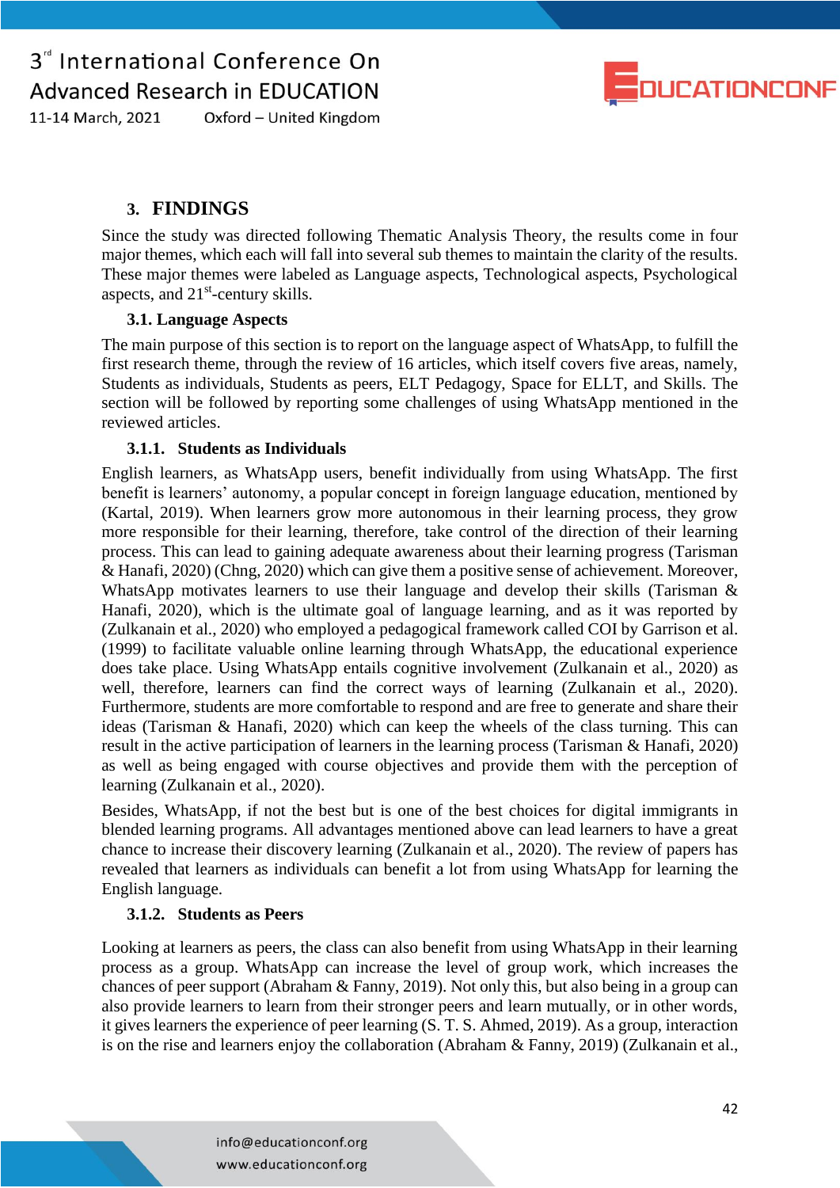## 3. FINDINGS

Since the study was directed following Thematic Analysis Theory, the results come in four major themes, which each will fall into several sub themes to maintain the clarity of the results. These major themes were labeled as Language aspects, Technological aspects, Psychological aspects, and 21st-century skills.

### 3.1. Language Aspects

The main purpose of this section is to report on the language aspect of WhatsApp, to fulfill the first research theme, through the review of 16 articles, which itself covers five areas, namely, Students as individuals, Students as peers, ELT Pedagogy, Space for ELLT, and Skills. The section will be followed by reporting some challenges of using WhatsApp mentioned in the reviewed articles.

#### 3.1.1. Students as Individuals

English learners, as WhatsApp users, benefit individually from using WhatsApp. The first benefit is learners' autonomy, a popular concept in foreign language education, mentioned by (Kartal, 2019). When learners grow more autonomous in their learning process, they grow more responsible for their learning, therefore, take control of the direction of their learning process. This can lead to gaining adequate awareness about their learning progress (Tarisman & Hanafi, 2020) (Chng, 2020) which can give them a positive sense of achievement. Moreover, WhatsApp motivates learners to use their language and develop their skills (Tarisman & Hanafi, 2020), which is the ultimate goal of language learning, and as it was reported by (Zulkanain et al., 2020) who employed a pedagogical framework called COI by Garrison et al. (1999) to facilitate valuable online learning through WhatsApp, the educational experience does take place. Using WhatsApp entails cognitive involvement (Zulkanain et al., 2020) as well, therefore, learners can find the correct ways of learning (Zulkanain et al., 2020). Furthermore, students are more comfortable to respond and are free to generate and share their ideas (Tarisman & Hanafi, 2020) which can keep the wheels of the class turning. This can result in the active participation of learners in the learning process (Tarisman & Hanafi, 2020) as well as being engaged with course objectives and provide them with the perception of learning (Zulkanain et al., 2020).

Besides, WhatsApp, if not the best but is one of the best choices for digital immigrants in blended learning programs. All advantages mentioned above can lead learners to have a great chance to increase their discovery learning (Zulkanain et al., 2020). The review of papers has revealed that learners as individuals can benefit a lot from using WhatsApp for learning the English language.

#### 3.1.2. Students as Peers

Looking at learners as peers, the class can also benefit from using WhatsApp in their learning process as a group. WhatsApp can increase the level of group work, which increases the chances of peer support (Abraham & Fanny, 2019). Not only this, but also being in a group can also provide learners to learn from their stronger peers and learn mutually, or in other words, it gives learners the experience of peer learning (S. T. S. Ahmed, 2019). As a group, interaction is on the rise and learners enjoy the collaboration (Abraham & Fanny, 2019) (Zulkanain et al.,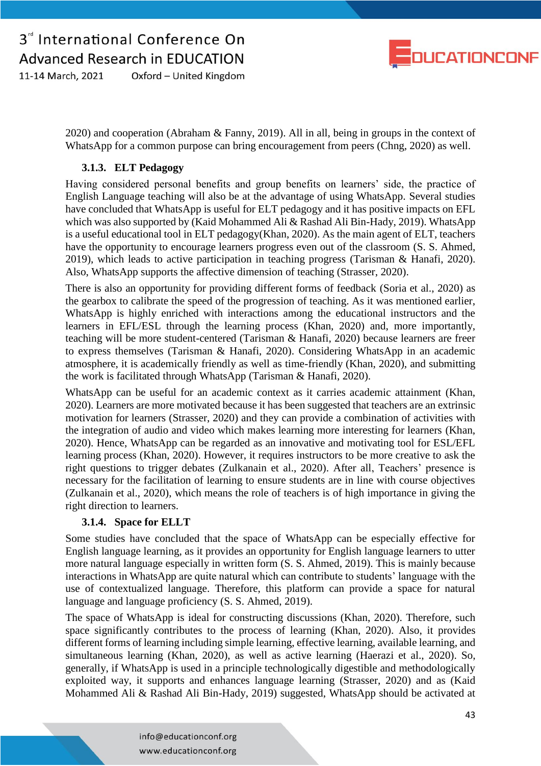2020) and cooperation (Abraham & Fanny, 2019). All in all, being in groups in the context of WhatsApp for a common purpose can bring encouragement from peers (Chng, 2020) as well.

### 3.1.3. ELT Pedagogy

Having considered personal benefits and group benefits on learners' side, the practice of English Language teaching will also be at the advantage of using WhatsApp. Several studies have concluded that WhatsApp is useful for ELT pedagogy and it has positive impacts on EFL which was also supported by (Kaid Mohammed Ali & Rashad Ali Bin-Hady, 2019). WhatsApp is a useful educational tool in ELT pedagogy(Khan, 2020). As the main agent of ELT, teachers have the opportunity to encourage learners progress even out of the classroom (S. S. Ahmed, 2019), which leads to active participation in teaching progress (Tarisman & Hanafi, 2020). Also, WhatsApp supports the affective dimension of teaching (Strasser, 2020).

There is also an opportunity for providing different forms of feedback (Soria et al., 2020) as the gearbox to calibrate the speed of the progression of teaching. As it was mentioned earlier, WhatsApp is highly enriched with interactions among the educational instructors and the learners in EFL/ESL through the learning process (Khan, 2020) and, more importantly, teaching will be more student-centered (Tarisman & Hanafi, 2020) because learners are freer to express themselves (Tarisman & Hanafi, 2020). Considering WhatsApp in an academic atmosphere, it is academically friendly as well as time-friendly (Khan, 2020), and submitting the work is facilitated through WhatsApp (Tarisman & Hanafi, 2020).

WhatsApp can be useful for an academic context as it carries academic attainment (Khan, 2020). Learners are more motivated because it has been suggested that teachers are an extrinsic motivation for learners (Strasser, 2020) and they can provide a combination of activities with the integration of audio and video which makes learning more interesting for learners (Khan, 2020). Hence, WhatsApp can be regarded as an innovative and motivating tool for ESL/EFL learning process (Khan, 2020). However, it requires instructors to be more creative to ask the right questions to trigger debates (Zulkanain et al., 2020). After all, Teachers' presence is necessary for the facilitation of learning to ensure students are in line with course objectives (Zulkanain et al., 2020), which means the role of teachers is of high importance in giving the right direction to learners.

### 3.1.4. Space for ELLT

Some studies have concluded that the space of WhatsApp can be especially effective for English language learning, as it provides an opportunity for English language learners to utter more natural language especially in written form (S. S. Ahmed, 2019). This is mainly because interactions in WhatsApp are quite natural which can contribute to students' language with the use of contextualized language. Therefore, this platform can provide a space for natural language and language proficiency (S. S. Ahmed, 2019).

The space of WhatsApp is ideal for constructing discussions (Khan, 2020). Therefore, such space significantly contributes to the process of learning (Khan, 2020). Also, it provides different forms of learning including simple learning, effective learning, available learning, and simultaneous learning (Khan, 2020), as well as active learning (Haerazi et al., 2020). So, generally, if WhatsApp is used in a principle technologically digestible and methodologically exploited way, it supports and enhances language learning (Strasser, 2020) and as (Kaid Mohammed Ali & Rashad Ali Bin-Hady, 2019) suggested, WhatsApp should be activated at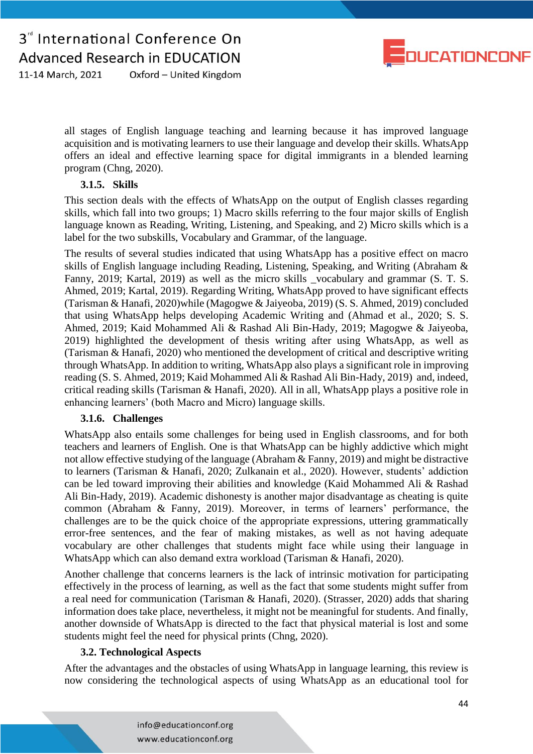all stages of English language teaching and learning because it has improved language acquisition and is motivating learners to use their language and develop their skills. WhatsApp offers an ideal and effective learning space for digital immigrants in a blended learning program (Chng, 2020).

### 3.1.5. Skills

This section deals with the effects of WhatsApp on the output of English classes regarding skills, which fall into two groups; 1) Macro skills referring to the four major skills of English language known as Reading, Writing, Listening, and Speaking, and 2) Micro skills which is a label for the two subskills, Vocabulary and Grammar, of the language.

The results of several studies indicated that using WhatsApp has a positive effect on macro skills of English language including Reading, Listening, Speaking, and Writing (Abraham & Fanny, 2019; Kartal, 2019) as well as the micro skills _vocabulary and grammar (S. T. S. Ahmed, 2019; Kartal, 2019). Regarding Writing, WhatsApp proved to have significant effects (Tarisman & Hanafi, 2020)while (Magogwe & Jaiyeoba, 2019) (S. S. Ahmed, 2019) concluded that using WhatsApp helps developing Academic Writing and (Ahmad et al., 2020; S. S. Ahmed, 2019; Kaid Mohammed Ali & Rashad Ali Bin-Hady, 2019; Magogwe & Jaiyeoba, 2019) highlighted the development of thesis writing after using WhatsApp, as well as (Tarisman & Hanafi, 2020) who mentioned the development of critical and descriptive writing through WhatsApp. In addition to writing, WhatsApp also plays a significant role in improving reading (S. S. Ahmed, 2019; Kaid Mohammed Ali & Rashad Ali Bin-Hady, 2019) and, indeed, critical reading skills (Tarisman & Hanafi, 2020). All in all, WhatsApp plays a positive role in enhancing learners' (both Macro and Micro) language skills.

### 3.1.6. Challenges

WhatsApp also entails some challenges for being used in English classrooms, and for both teachers and learners of English. One is that WhatsApp can be highly addictive which might not allow effective studying of the language (Abraham & Fanny, 2019) and might be distractive to learners (Tarisman & Hanafi, 2020; Zulkanain et al., 2020). However, students' addiction can be led toward improving their abilities and knowledge (Kaid Mohammed Ali & Rashad Ali Bin-Hady, 2019). Academic dishonesty is another major disadvantage as cheating is quite common (Abraham & Fanny, 2019). Moreover, in terms of learners' performance, the challenges are to be the quick choice of the appropriate expressions, uttering grammatically error-free sentences, and the fear of making mistakes, as well as not having adequate vocabulary are other challenges that students might face while using their language in WhatsApp which can also demand extra workload (Tarisman & Hanafi, 2020).

Another challenge that concerns learners is the lack of intrinsic motivation for participating effectively in the process of learning, as well as the fact that some students might suffer from a real need for communication (Tarisman & Hanafi, 2020). (Strasser, 2020) adds that sharing information does take place, nevertheless, it might not be meaningful for students. And finally, another downside of WhatsApp is directed to the fact that physical material is lost and some students might feel the need for physical prints (Chng, 2020).

## 3.2. Technological Aspects

After the advantages and the obstacles of using WhatsApp in language learning, this review is now considering the technological aspects of using WhatsApp as an educational tool for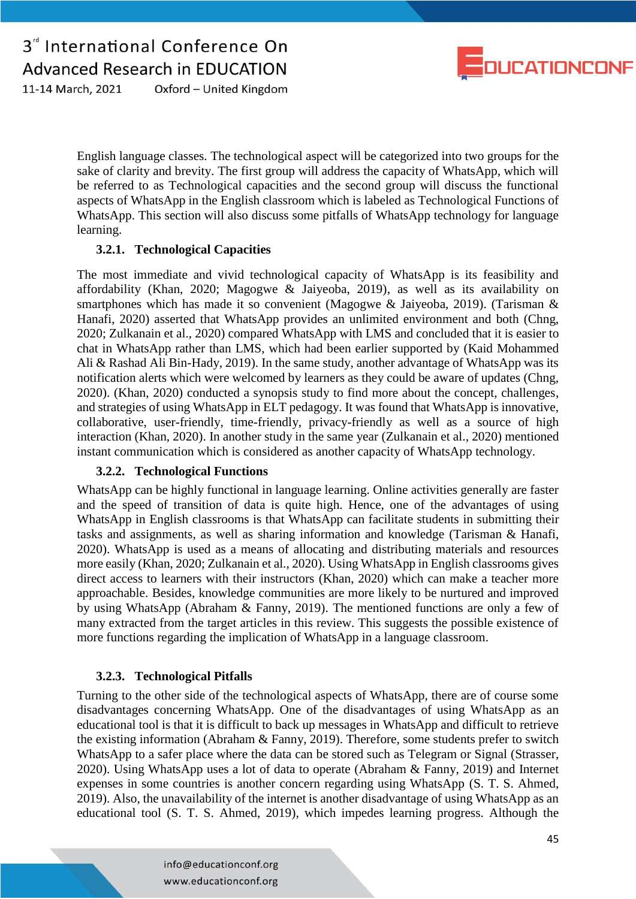English language classes. The technological aspect will be categorized into two groups for the sake of clarity and brevity. The first group will address the capacity of WhatsApp, which will be referred to as Technological capacities and the second group will discuss the functional aspects of WhatsApp in the English classroom which is labeled as Technological Functions of WhatsApp. This section will also discuss some pitfalls of WhatsApp technology for language learning.

### 3.2.1. Technological Capacities

The most immediate and vivid technological capacity of WhatsApp is its feasibility and affordability (Khan, 2020; Magogwe & Jaiyeoba, 2019), as well as its availability on smartphones which has made it so convenient (Magogwe & Jaiyeoba, 2019). (Tarisman & Hanafi, 2020) asserted that WhatsApp provides an unlimited environment and both (Chng, 2020; Zulkanain et al., 2020) compared WhatsApp with LMS and concluded that it is easier to chat in WhatsApp rather than LMS, which had been earlier supported by (Kaid Mohammed Ali & Rashad Ali Bin-Hady, 2019). In the same study, another advantage of WhatsApp was its notification alerts which were welcomed by learners as they could be aware of updates (Chng, 2020). (Khan, 2020) conducted a synopsis study to find more about the concept, challenges, and strategies of using WhatsApp in ELT pedagogy. It was found that WhatsApp is innovative, collaborative, user-friendly, time-friendly, privacy-friendly as well as a source of high interaction (Khan, 2020). In another study in the same year (Zulkanain et al., 2020) mentioned instant communication which is considered as another capacity of WhatsApp technology.

### 3.2.2. Technological Functions

WhatsApp can be highly functional in language learning. Online activities generally are faster and the speed of transition of data is quite high. Hence, one of the advantages of using WhatsApp in English classrooms is that WhatsApp can facilitate students in submitting their tasks and assignments, as well as sharing information and knowledge (Tarisman & Hanafi, 2020). WhatsApp is used as a means of allocating and distributing materials and resources more easily (Khan, 2020; Zulkanain et al., 2020). Using WhatsApp in English classrooms gives direct access to learners with their instructors (Khan, 2020) which can make a teacher more approachable. Besides, knowledge communities are more likely to be nurtured and improved by using WhatsApp (Abraham & Fanny, 2019). The mentioned functions are only a few of many extracted from the target articles in this review. This suggests the possible existence of more functions regarding the implication of WhatsApp in a language classroom.

### 3.2.3. Technological Pitfalls

Turning to the other side of the technological aspects of WhatsApp, there are of course some disadvantages concerning WhatsApp. One of the disadvantages of using WhatsApp as an educational tool is that it is difficult to back up messages in WhatsApp and difficult to retrieve the existing information (Abraham & Fanny, 2019). Therefore, some students prefer to switch WhatsApp to a safer place where the data can be stored such as Telegram or Signal (Strasser, 2020). Using WhatsApp uses a lot of data to operate (Abraham & Fanny, 2019) and Internet expenses in some countries is another concern regarding using WhatsApp (S. T. S. Ahmed, 2019). Also, the unavailability of the internet is another disadvantage of using WhatsApp as an educational tool (S. T. S. Ahmed, 2019), which impedes learning progress. Although the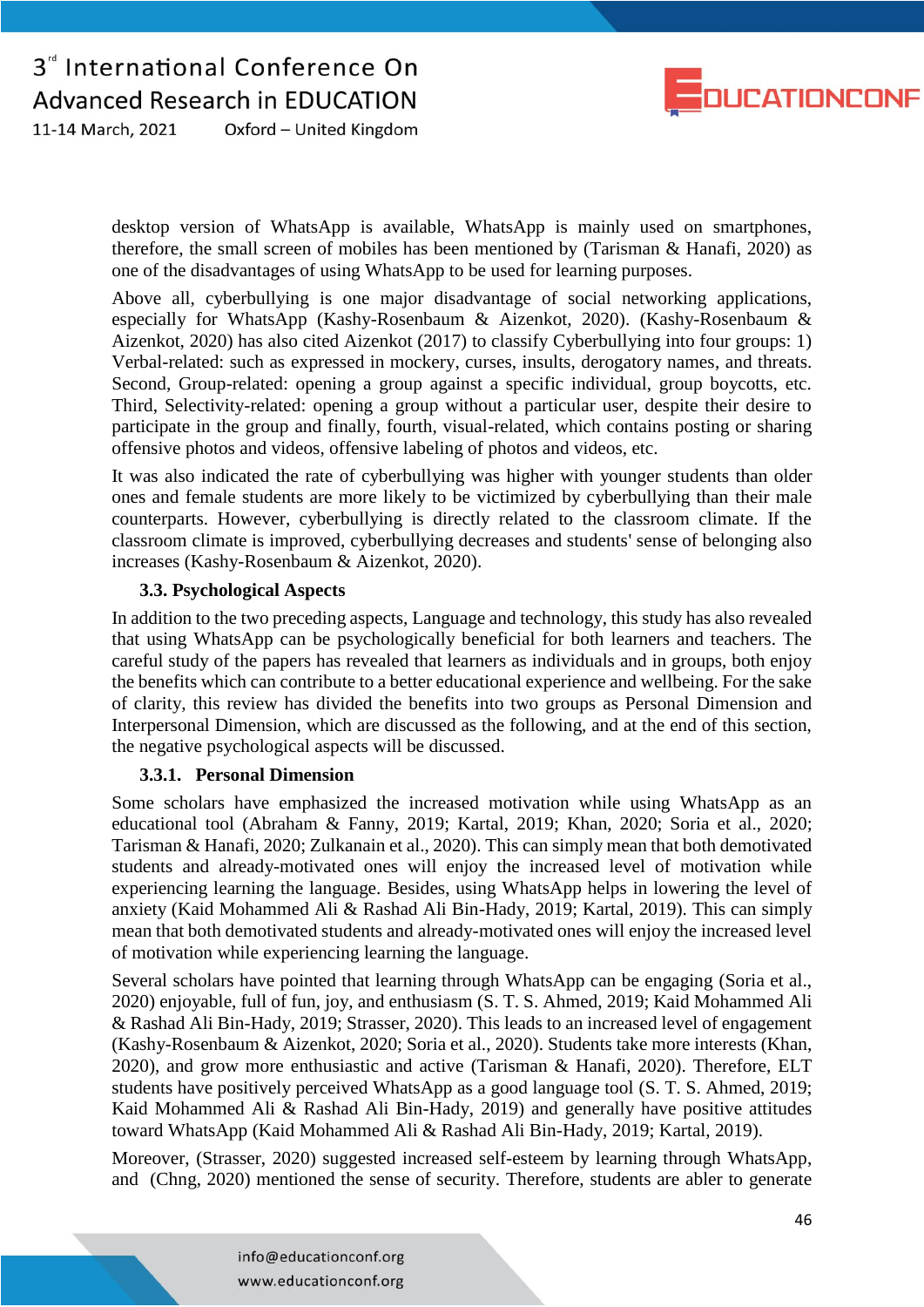desktop version of WhatsApp is available, WhatsApp is mainly used on smartphones, therefore, the small screen of mobiles has been mentioned by (Tarisman & Hanafi, 2020) as one of the disadvantages of using WhatsApp to be used for learning purposes.

Above all, cyberbullying is one major disadvantage of social networking applications, especially for WhatsApp (Kashy-Rosenbaum & Aizenkot, 2020). (Kashy-Rosenbaum & Aizenkot, 2020) has also cited Aizenkot (2017) to classify Cyberbullying into four groups: 1) Verbal-related: such as expressed in mockery, curses, insults, derogatory names, and threats. Second, Group-related: opening a group against a specific individual, group boycotts, etc. Third, Selectivity-related: opening a group without a particular user, despite their desire to participate in the group and finally, fourth, visual-related, which contains posting or sharing offensive photos and videos, offensive labeling of photos and videos, etc.

It was also indicated the rate of cyberbullying was higher with younger students than older ones and female students are more likely to be victimized by cyberbullying than their male counterparts. However, cyberbullying is directly related to the classroom climate. If the classroom climate is improved, cyberbullying decreases and students' sense of belonging also increases (Kashy-Rosenbaum & Aizenkot, 2020).

### 3.3. Psychological Aspects

In addition to the two preceding aspects, Language and technology, this study has also revealed that using WhatsApp can be psychologically beneficial for both learners and teachers. The careful study of the papers has revealed that learners as individuals and in groups, both enjoy the benefits which can contribute to a better educational experience and wellbeing. For the sake of clarity, this review has divided the benefits into two groups as Personal Dimension and Interpersonal Dimension, which are discussed as the following, and at the end of this section, the negative psychological aspects will be discussed.

#### 3.3.1. Personal Dimension

Some scholars have emphasized the increased motivation while using WhatsApp as an educational tool (Abraham & Fanny, 2019; Kartal, 2019; Khan, 2020; Soria et al., 2020; Tarisman & Hanafi, 2020; Zulkanain et al., 2020). This can simply mean that both demotivated students and already-motivated ones will enjoy the increased level of motivation while experiencing learning the language. Besides, using WhatsApp helps in lowering the level of anxiety (Kaid Mohammed Ali & Rashad Ali Bin-Hady, 2019; Kartal, 2019). This can simply mean that both demotivated students and already-motivated ones will enjoy the increased level of motivation while experiencing learning the language.

Several scholars have pointed that learning through WhatsApp can be engaging (Soria et al., 2020) enjoyable, full of fun, joy, and enthusiasm (S. T. S. Ahmed, 2019; Kaid Mohammed Ali & Rashad Ali Bin-Hady, 2019; Strasser, 2020). This leads to an increased level of engagement (Kashy-Rosenbaum & Aizenkot, 2020; Soria et al., 2020). Students take more interests (Khan, 2020), and grow more enthusiastic and active (Tarisman & Hanafi, 2020). Therefore, ELT students have positively perceived WhatsApp as a good language tool (S. T. S. Ahmed, 2019; Kaid Mohammed Ali & Rashad Ali Bin-Hady, 2019) and generally have positive attitudes toward WhatsApp (Kaid Mohammed Ali & Rashad Ali Bin-Hady, 2019; Kartal, 2019).

Moreover, (Strasser, 2020) suggested increased self-esteem by learning through WhatsApp, and (Chng, 2020) mentioned the sense of security. Therefore, students are abler to generate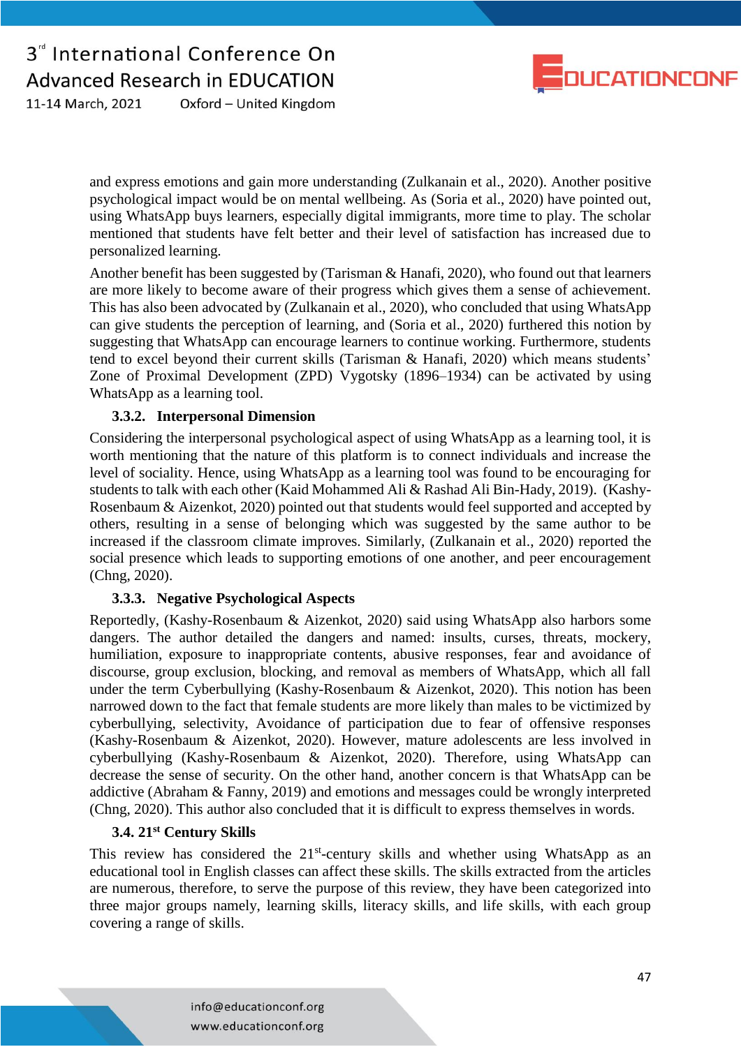and express emotions and gain more understanding (Zulkanain et al., 2020). Another positive psychological impact would be on mental wellbeing. As (Soria et al., 2020) have pointed out, using WhatsApp buys learners, especially digital immigrants, more time to play. The scholar mentioned that students have felt better and their level of satisfaction has increased due to personalized learning.

Another benefit has been suggested by (Tarisman & Hanafi, 2020), who found out that learners are more likely to become aware of their progress which gives them a sense of achievement. This has also been advocated by (Zulkanain et al., 2020), who concluded that using WhatsApp can give students the perception of learning, and (Soria et al., 2020) furthered this notion by suggesting that WhatsApp can encourage learners to continue working. Furthermore, students tend to excel beyond their current skills (Tarisman & Hanafi, 2020) which means students' Zone of Proximal Development (ZPD) Vygotsky (1896–1934) can be activated by using WhatsApp as a learning tool.

### 3.3.2. Interpersonal Dimension

Considering the interpersonal psychological aspect of using WhatsApp as a learning tool, it is worth mentioning that the nature of this platform is to connect individuals and increase the level of sociality. Hence, using WhatsApp as a learning tool was found to be encouraging for students to talk with each other (Kaid Mohammed Ali & Rashad Ali Bin-Hady, 2019). (Kashy-Rosenbaum & Aizenkot, 2020) pointed out that students would feel supported and accepted by others, resulting in a sense of belonging which was suggested by the same author to be increased if the classroom climate improves. Similarly, (Zulkanain et al., 2020) reported the social presence which leads to supporting emotions of one another, and peer encouragement (Chng, 2020).

### 3.3.3. Negative Psychological Aspects

Reportedly, (Kashy-Rosenbaum & Aizenkot, 2020) said using WhatsApp also harbors some dangers. The author detailed the dangers and named: insults, curses, threats, mockery, humiliation, exposure to inappropriate contents, abusive responses, fear and avoidance of discourse, group exclusion, blocking, and removal as members of WhatsApp, which all fall under the term Cyberbullying (Kashy-Rosenbaum & Aizenkot, 2020). This notion has been narrowed down to the fact that female students are more likely than males to be victimized by cyberbullying, selectivity, Avoidance of participation due to fear of offensive responses (Kashy-Rosenbaum & Aizenkot, 2020). However, mature adolescents are less involved in cyberbullying (Kashy-Rosenbaum & Aizenkot, 2020). Therefore, using WhatsApp can decrease the sense of security. On the other hand, another concern is that WhatsApp can be addictive (Abraham & Fanny, 2019) and emotions and messages could be wrongly interpreted (Chng, 2020). This author also concluded that it is difficult to express themselves in words.

## 3.4. 21st Century Skills

This review has considered the 21st-century skills and whether using WhatsApp as an educational tool in English classes can affect these skills. The skills extracted from the articles are numerous, therefore, to serve the purpose of this review, they have been categorized into three major groups namely, learning skills, literacy skills, and life skills, with each group covering a range of skills.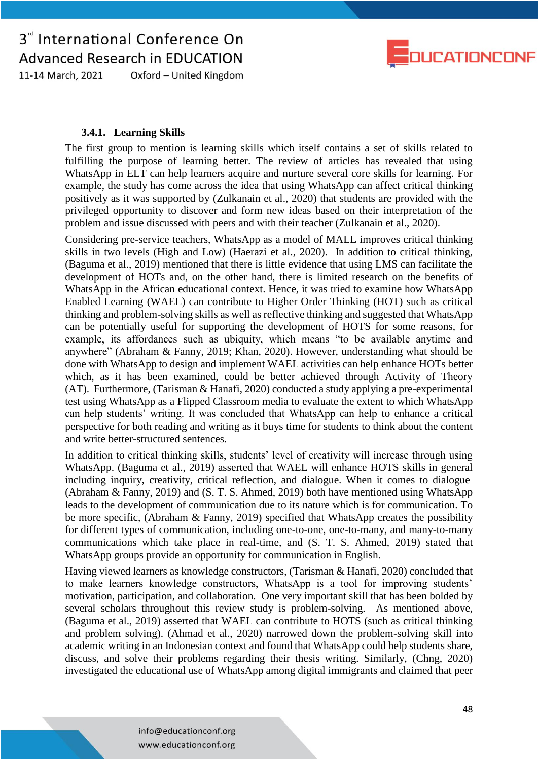#### 3.4.1. Learning Skills

The first group to mention is learning skills which itself contains a set of skills related to fulfilling the purpose of learning better. The review of articles has revealed that using WhatsApp in ELT can help learners acquire and nurture several core skills for learning. For example, the study has come across the idea that using WhatsApp can affect critical thinking positively as it was supported by (Zulkanain et al., 2020) that students are provided with the privileged opportunity to discover and form new ideas based on their interpretation of the problem and issue discussed with peers and with their teacher (Zulkanain et al., 2020).

Considering pre-service teachers, WhatsApp as a model of MALL improves critical thinking skills in two levels (High and Low) (Haerazi et al., 2020). In addition to critical thinking, (Baguma et al., 2019) mentioned that there is little evidence that using LMS can facilitate the development of HOTs and, on the other hand, there is limited research on the benefits of WhatsApp in the African educational context. Hence, it was tried to examine how WhatsApp Enabled Learning (WAEL) can contribute to Higher Order Thinking (HOT) such as critical thinking and problem-solving skills as well as reflective thinking and suggested that WhatsApp can be potentially useful for supporting the development of HOTS for some reasons, for example, its affordances such as ubiquity, which means "to be available anytime and anywhere" (Abraham & Fanny, 2019; Khan, 2020). However, understanding what should be done with WhatsApp to design and implement WAEL activities can help enhance HOTs better which, as it has been examined, could be better achieved through Activity of Theory (AT). Furthermore, (Tarisman & Hanafi, 2020) conducted a study applying a pre-experimental test using WhatsApp as a Flipped Classroom media to evaluate the extent to which WhatsApp can help students' writing. It was concluded that WhatsApp can help to enhance a critical perspective for both reading and writing as it buys time for students to think about the content and write better-structured sentences.

In addition to critical thinking skills, students' level of creativity will increase through using WhatsApp. (Baguma et al., 2019) asserted that WAEL will enhance HOTS skills in general including inquiry, creativity, critical reflection, and dialogue. When it comes to dialogue (Abraham & Fanny, 2019) and (S. T. S. Ahmed, 2019) both have mentioned using WhatsApp leads to the development of communication due to its nature which is for communication. To be more specific, (Abraham & Fanny, 2019) specified that WhatsApp creates the possibility for different types of communication, including one-to-one, one-to-many, and many-to-many communications which take place in real-time, and (S. T. S. Ahmed, 2019) stated that WhatsApp groups provide an opportunity for communication in English.

Having viewed learners as knowledge constructors, (Tarisman & Hanafi, 2020) concluded that to make learners knowledge constructors, WhatsApp is a tool for improving students' motivation, participation, and collaboration. One very important skill that has been bolded by several scholars throughout this review study is problem-solving. As mentioned above, (Baguma et al., 2019) asserted that WAEL can contribute to HOTS (such as critical thinking and problem solving). (Ahmad et al., 2020) narrowed down the problem-solving skill into academic writing in an Indonesian context and found that WhatsApp could help students share, discuss, and solve their problems regarding their thesis writing. Similarly, (Chng, 2020) investigated the educational use of WhatsApp among digital immigrants and claimed that peer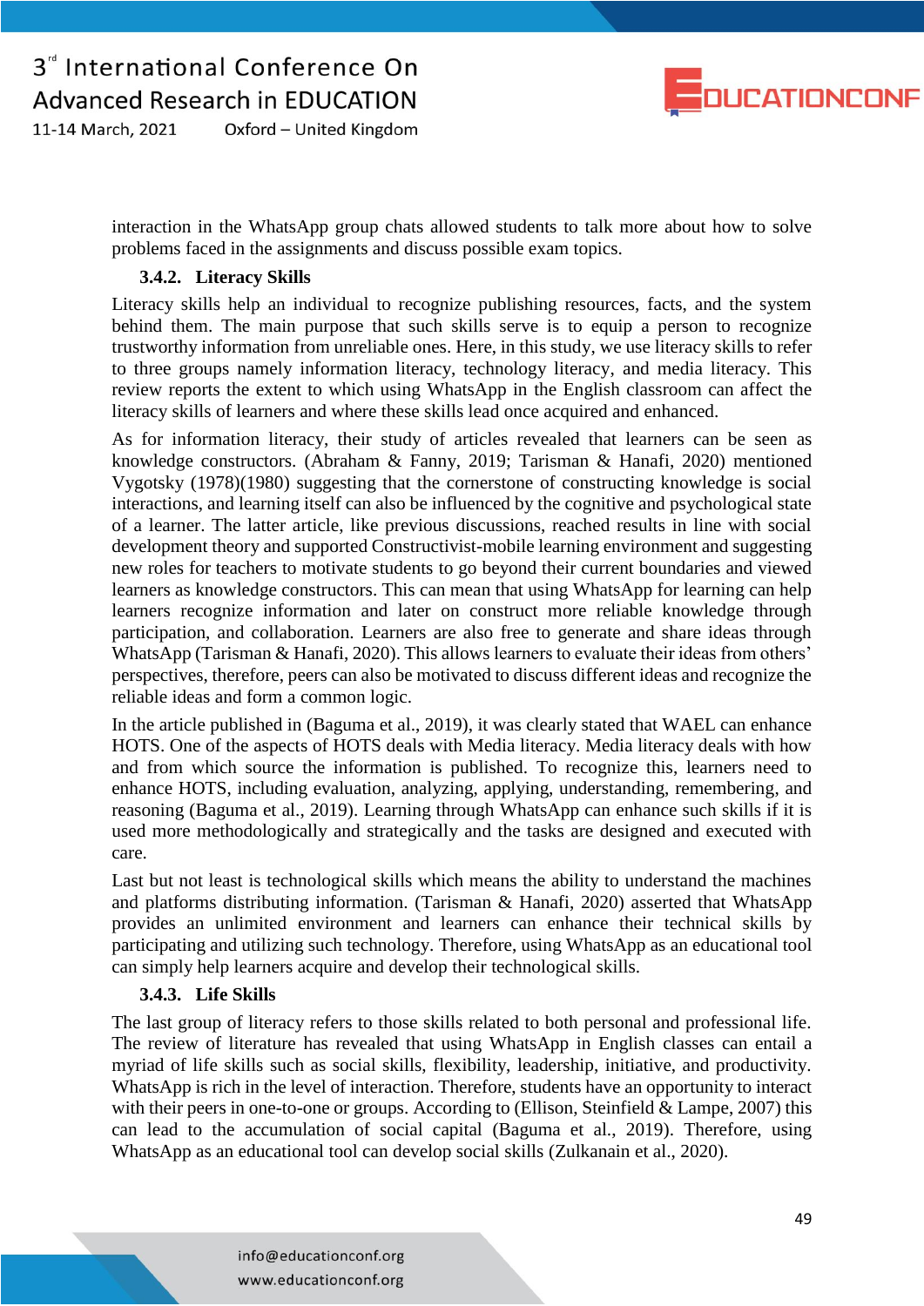interaction in the WhatsApp group chats allowed students to talk more about how to solve problems faced in the assignments and discuss possible exam topics.

### 3.4.2. Literacy Skills

Literacy skills help an individual to recognize publishing resources, facts, and the system behind them. The main purpose that such skills serve is to equip a person to recognize trustworthy information from unreliable ones. Here, in this study, we use literacy skills to refer to three groups namely information literacy, technology literacy, and media literacy. This review reports the extent to which using WhatsApp in the English classroom can affect the literacy skills of learners and where these skills lead once acquired and enhanced.

As for information literacy, their study of articles revealed that learners can be seen as knowledge constructors. (Abraham & Fanny, 2019; Tarisman & Hanafi, 2020) mentioned Vygotsky (1978)(1980) suggesting that the cornerstone of constructing knowledge is social interactions, and learning itself can also be influenced by the cognitive and psychological state of a learner. The latter article, like previous discussions, reached results in line with social development theory and supported Constructivist-mobile learning environment and suggesting new roles for teachers to motivate students to go beyond their current boundaries and viewed learners as knowledge constructors. This can mean that using WhatsApp for learning can help learners recognize information and later on construct more reliable knowledge through participation, and collaboration. Learners are also free to generate and share ideas through WhatsApp (Tarisman & Hanafi, 2020). This allows learners to evaluate their ideas from others' perspectives, therefore, peers can also be motivated to discuss different ideas and recognize the reliable ideas and form a common logic.

In the article published in (Baguma et al., 2019), it was clearly stated that WAEL can enhance HOTS. One of the aspects of HOTS deals with Media literacy. Media literacy deals with how and from which source the information is published. To recognize this, learners need to enhance HOTS, including evaluation, analyzing, applying, understanding, remembering, and reasoning (Baguma et al., 2019). Learning through WhatsApp can enhance such skills if it is used more methodologically and strategically and the tasks are designed and executed with care.

Last but not least is technological skills which means the ability to understand the machines and platforms distributing information. (Tarisman & Hanafi, 2020) asserted that WhatsApp provides an unlimited environment and learners can enhance their technical skills by participating and utilizing such technology. Therefore, using WhatsApp as an educational tool can simply help learners acquire and develop their technological skills.

### 3.4.3. Life Skills

The last group of literacy refers to those skills related to both personal and professional life. The review of literature has revealed that using WhatsApp in English classes can entail a myriad of life skills such as social skills, flexibility, leadership, initiative, and productivity. WhatsApp is rich in the level of interaction. Therefore, students have an opportunity to interact with their peers in one-to-one or groups. According to (Ellison, Steinfield & Lampe, 2007) this can lead to the accumulation of social capital (Baguma et al., 2019). Therefore, using WhatsApp as an educational tool can develop social skills (Zulkanain et al., 2020).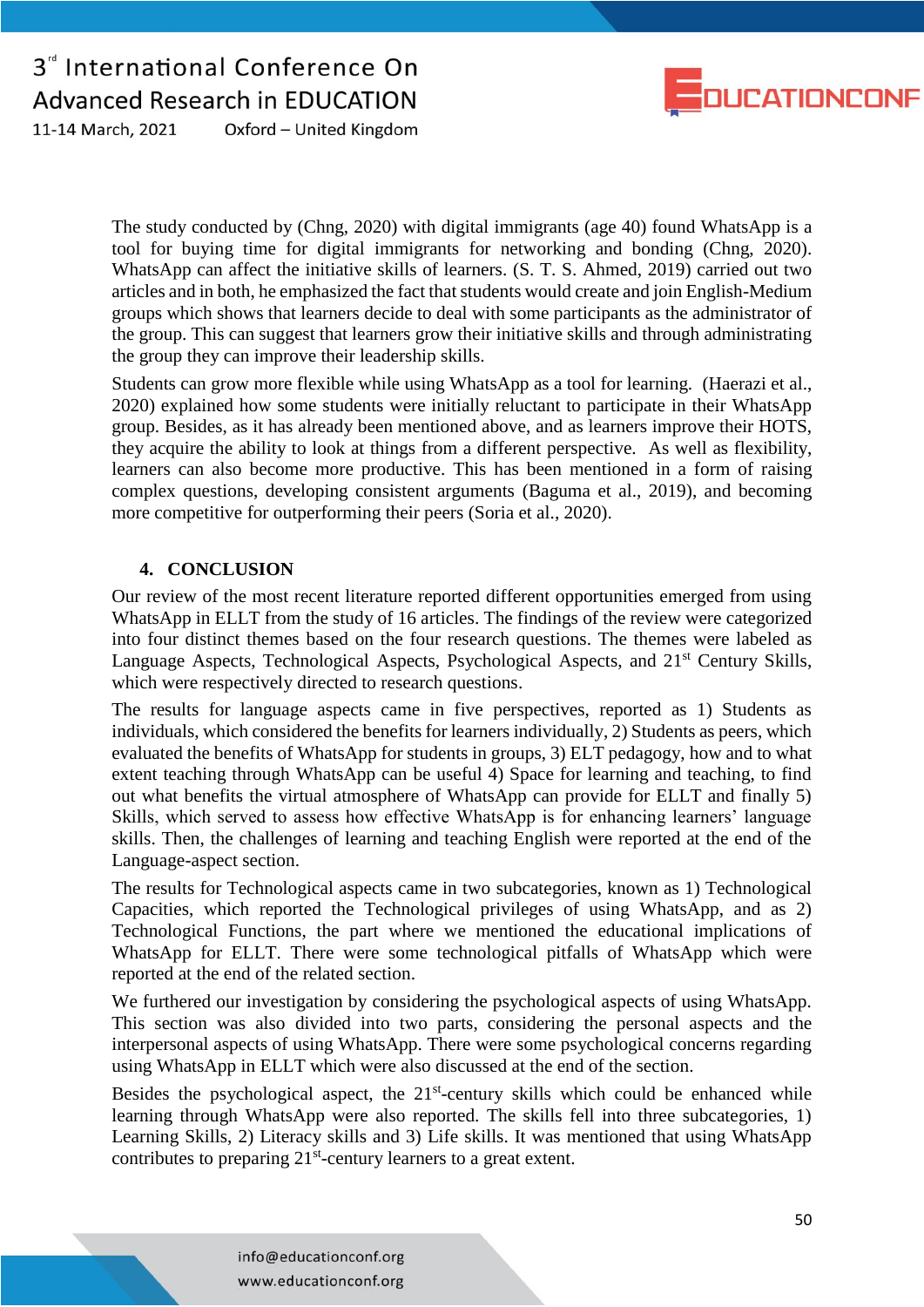The study conducted by (Chng, 2020) with digital immigrants (age 40) found WhatsApp is a tool for buying time for digital immigrants for networking and bonding (Chng, 2020). WhatsApp can affect the initiative skills of learners. (S. T. S. Ahmed, 2019) carried out two articles and in both, he emphasized the fact that students would create and join English-Medium groups which shows that learners decide to deal with some participants as the administrator of the group. This can suggest that learners grow their initiative skills and through administrating the group they can improve their leadership skills.

Students can grow more flexible while using WhatsApp as a tool for learning. (Haerazi et al., 2020) explained how some students were initially reluctant to participate in their WhatsApp group. Besides, as it has already been mentioned above, and as learners improve their HOTS, they acquire the ability to look at things from a different perspective. As well as flexibility, learners can also become more productive. This has been mentioned in a form of raising complex questions, developing consistent arguments (Baguma et al., 2019), and becoming more competitive for outperforming their peers (Soria et al., 2020).

## 4. CONCLUSION

Our review of the most recent literature reported different opportunities emerged from using WhatsApp in ELLT from the study of 16 articles. The findings of the review were categorized into four distinct themes based on the four research questions. The themes were labeled as Language Aspects, Technological Aspects, Psychological Aspects, and 21st Century Skills, which were respectively directed to research questions.

The results for language aspects came in five perspectives, reported as 1) Students as individuals, which considered the benefits for learners individually, 2) Students as peers, which evaluated the benefits of WhatsApp for students in groups, 3) ELT pedagogy, how and to what extent teaching through WhatsApp can be useful 4) Space for learning and teaching, to find out what benefits the virtual atmosphere of WhatsApp can provide for ELLT and finally 5) Skills, which served to assess how effective WhatsApp is for enhancing learners' language skills. Then, the challenges of learning and teaching English were reported at the end of the Language-aspect section.

The results for Technological aspects came in two subcategories, known as 1) Technological Capacities, which reported the Technological privileges of using WhatsApp, and as 2) Technological Functions, the part where we mentioned the educational implications of WhatsApp for ELLT. There were some technological pitfalls of WhatsApp which were reported at the end of the related section.

We furthered our investigation by considering the psychological aspects of using WhatsApp. This section was also divided into two parts, considering the personal aspects and the interpersonal aspects of using WhatsApp. There were some psychological concerns regarding using WhatsApp in ELLT which were also discussed at the end of the section.

Besides the psychological aspect, the 21st-century skills which could be enhanced while learning through WhatsApp were also reported. The skills fell into three subcategories, 1) Learning Skills, 2) Literacy skills and 3) Life skills. It was mentioned that using WhatsApp contributes to preparing 21st-century learners to a great extent.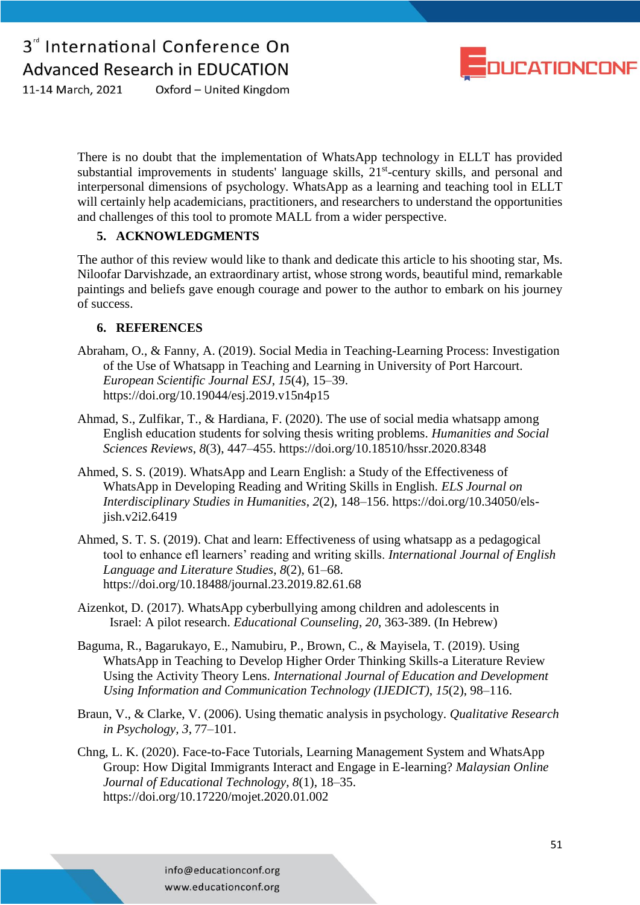There is no doubt that the implementation of WhatsApp technology in ELLT has provided substantial improvements in students' language skills, 21st-century skills, and personal and interpersonal dimensions of psychology. WhatsApp as a learning and teaching tool in ELLT will certainly help academicians, practitioners, and researchers to understand the opportunities and challenges of this tool to promote MALL from a wider perspective.

## 5. ACKNOWLEDGMENTS

The author of this review would like to thank and dedicate this article to his shooting star, Ms. Niloofar Darvishzade, an extraordinary artist, whose strong words, beautiful mind, remarkable paintings and beliefs gave enough courage and power to the author to embark on his journey of success.

## 6. REFERENCES

Abraham, O., & Fanny, A. (2019). Social Media in Teaching-Learning Process: Investigation of the Use of Whatsapp in Teaching and Learning in University of Port Harcourt. *European Scientific Journal ESJ*, *15*(4), 15–39. https://doi.org/10.19044/esj.2019.v15n4p15

Ahmad, S., Zulfikar, T., & Hardiana, F. (2020). The use of social media whatsapp among English education students for solving thesis writing problems. *Humanities and Social Sciences Reviews*, *8*(3), 447–455. https://doi.org/10.18510/hssr.2020.8348

Ahmed, S. S. (2019). WhatsApp and Learn English: a Study of the Effectiveness of WhatsApp in Developing Reading and Writing Skills in English. *ELS Journal on Interdisciplinary Studies in Humanities*, *2*(2), 148–156. https://doi.org/10.34050/els-jish.v2i2.6419

Ahmed, S. T. S. (2019). Chat and learn: Effectiveness of using whatsapp as a pedagogical tool to enhance efl learners' reading and writing skills. *International Journal of English Language and Literature Studies*, *8*(2), 61–68. https://doi.org/10.18488/journal.23.2019.82.61.68

Aizenkot, D. (2017). WhatsApp cyberbullying among children and adolescents in Israel: A pilot research. *Educational Counseling*, *20*, 363-389. (In Hebrew)

Baguma, R., Bagarukayo, E., Namubiru, P., Brown, C., & Mayisela, T. (2019). Using WhatsApp in Teaching to Develop Higher Order Thinking Skills-a Literature Review Using the Activity Theory Lens. *International Journal of Education and Development Using Information and Communication Technology (IJEDICT)*, *15*(2), 98–116.

Braun, V., & Clarke, V. (2006). Using thematic analysis in psychology. *Qualitative Research in Psychology*, *3*, 77–101.

Chng, L. K. (2020). Face-to-Face Tutorials, Learning Management System and WhatsApp Group: How Digital Immigrants Interact and Engage in E-learning? *Malaysian Online Journal of Educational Technology*, *8*(1), 18–35. https://doi.org/10.17220/mojet.2020.01.002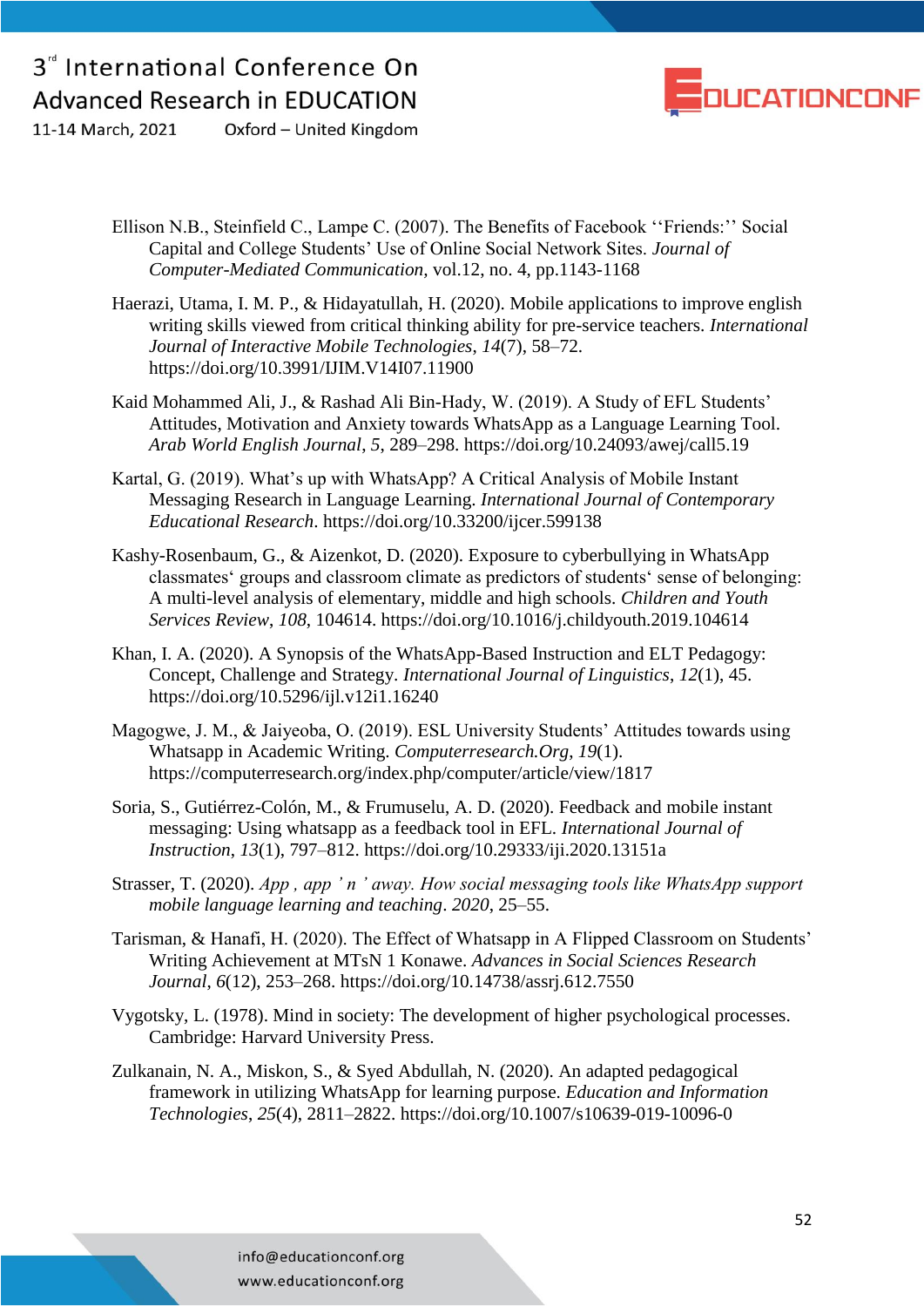Ellison N.B., Steinfield C., Lampe C. (2007). The Benefits of Facebook ‘‘Friends:’’ Social Capital and College Students’ Use of Online Social Network Sites. *Journal of Computer-Mediated Communication*, vol.12, no. 4, pp.1143-1168

Haerazi, Utama, I. M. P., & Hidayatullah, H. (2020). Mobile applications to improve english writing skills viewed from critical thinking ability for pre-service teachers. *International Journal of Interactive Mobile Technologies*, *14*(7), 58–72. https://doi.org/10.3991/IJIM.V14I07.11900

Kaid Mohammed Ali, J., & Rashad Ali Bin-Hady, W. (2019). A Study of EFL Students’ Attitudes, Motivation and Anxiety towards WhatsApp as a Language Learning Tool. *Arab World English Journal*, *5*, 289–298. https://doi.org/10.24093/awej/call5.19

Kartal, G. (2019). What’s up with WhatsApp? A Critical Analysis of Mobile Instant Messaging Research in Language Learning. *International Journal of Contemporary Educational Research*. https://doi.org/10.33200/ijcer.599138

Kashy-Rosenbaum, G., & Aizenkot, D. (2020). Exposure to cyberbullying in WhatsApp classmates‘ groups and classroom climate as predictors of students‘ sense of belonging: A multi-level analysis of elementary, middle and high schools. *Children and Youth Services Review*, *108*, 104614. https://doi.org/10.1016/j.childyouth.2019.104614

Khan, I. A. (2020). A Synopsis of the WhatsApp-Based Instruction and ELT Pedagogy: Concept, Challenge and Strategy. *International Journal of Linguistics*, *12*(1), 45. https://doi.org/10.5296/ijl.v12i1.16240

Magogwe, J. M., & Jaiyeoba, O. (2019). ESL University Students’ Attitudes towards using Whatsapp in Academic Writing. *Computerresearch.Org*, *19*(1). https://computerresearch.org/index.php/computer/article/view/1817

Soria, S., Gutiérrez-Colón, M., & Frumuselu, A. D. (2020). Feedback and mobile instant messaging: Using whatsapp as a feedback tool in EFL. *International Journal of Instruction*, *13*(1), 797–812. https://doi.org/10.29333/iji.2020.13151a

Strasser, T. (2020). *App , app ’ n ’ away. How social messaging tools like WhatsApp support mobile language learning and teaching*. *2020*, 25–55.

Tarisman, & Hanafi, H. (2020). The Effect of Whatsapp in A Flipped Classroom on Students’ Writing Achievement at MTsN 1 Konawe. *Advances in Social Sciences Research Journal*, *6*(12), 253–268. https://doi.org/10.14738/assrj.612.7550

Vygotsky, L. (1978). Mind in society: The development of higher psychological processes. Cambridge: Harvard University Press.

Zulkanain, N. A., Miskon, S., & Syed Abdullah, N. (2020). An adapted pedagogical framework in utilizing WhatsApp for learning purpose. *Education and Information Technologies*, *25*(4), 2811–2822. https://doi.org/10.1007/s10639-019-10096-0